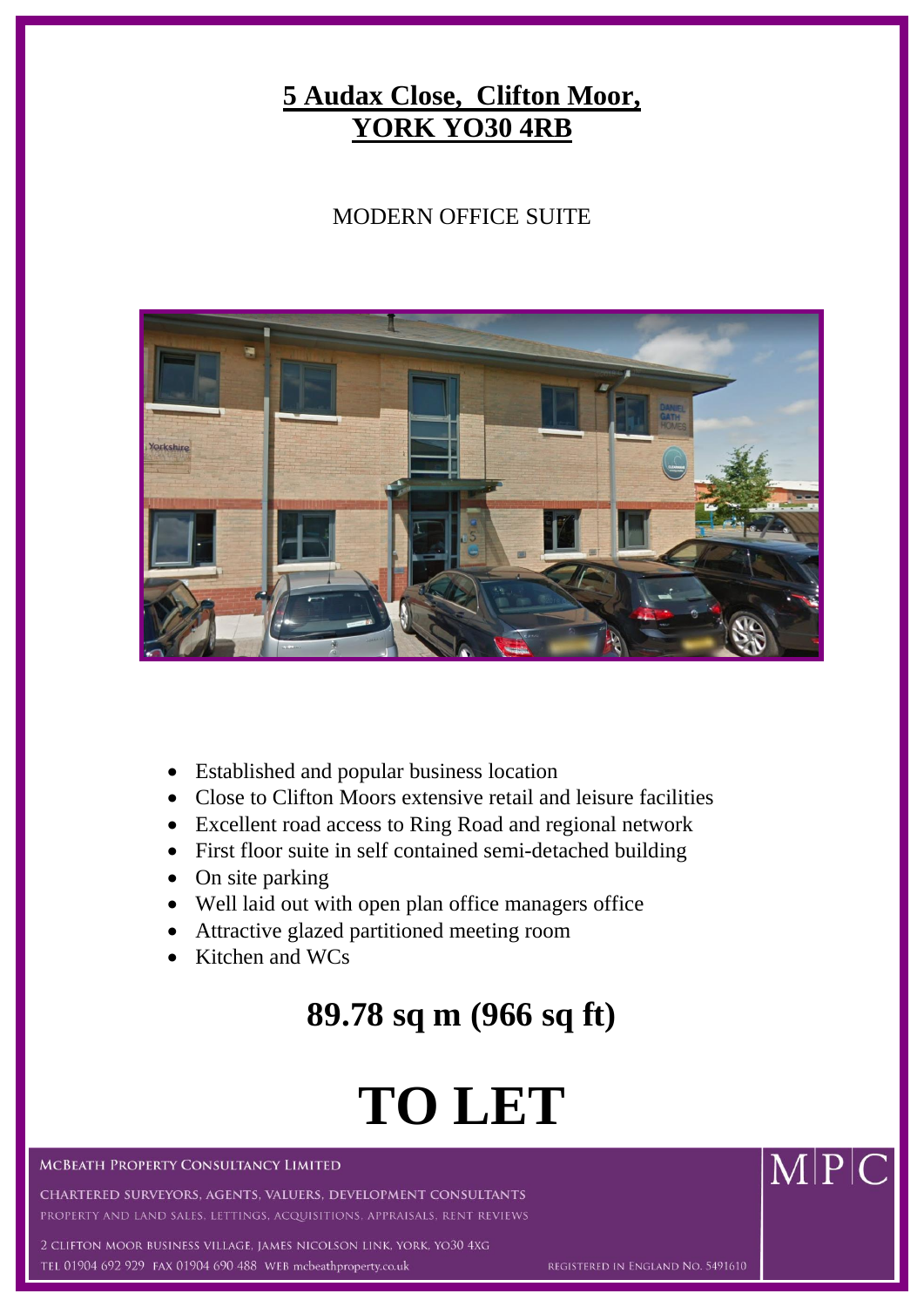# 5 Audax Close, Clifton Moor, YORK YO30 4RB

MODERN OFFICE SUITE

- Established and popular business location
- Close to Clifton Moors extensive retail and leisure facilities
- Excellent road access to Ring Road and regional network
- First floor suite in self contained semi-detached building
- On site parking
- Well laid out with open plan office managers office
- Attractive glazed partitioned meeting room
- Kitchen and WCs

## 89.78 sq m (966 sq ft)

# TO LET

MCBEATH PROPERTY CONSULTANCY LIMITED

CHARTERED SURVEYORS, AGENTS, VALUERS, DEVELOPMENT CONSULTANTS

PROPERTY AND LAND SALES, LETTINGS, ACQUISITIONS, APPRAISALS, RENT REVIEWS

2 CLIFTON MOOR BUSINESS VILLAGE, JAMES NICOLSON LINK, YORK, YO30 4XG

TEL 01904 692 929 FAX 01904 690 488 WEB mcbeathproperty.co.uk

REGISTERED IN ENGLAND NO. 5491610

M|P|C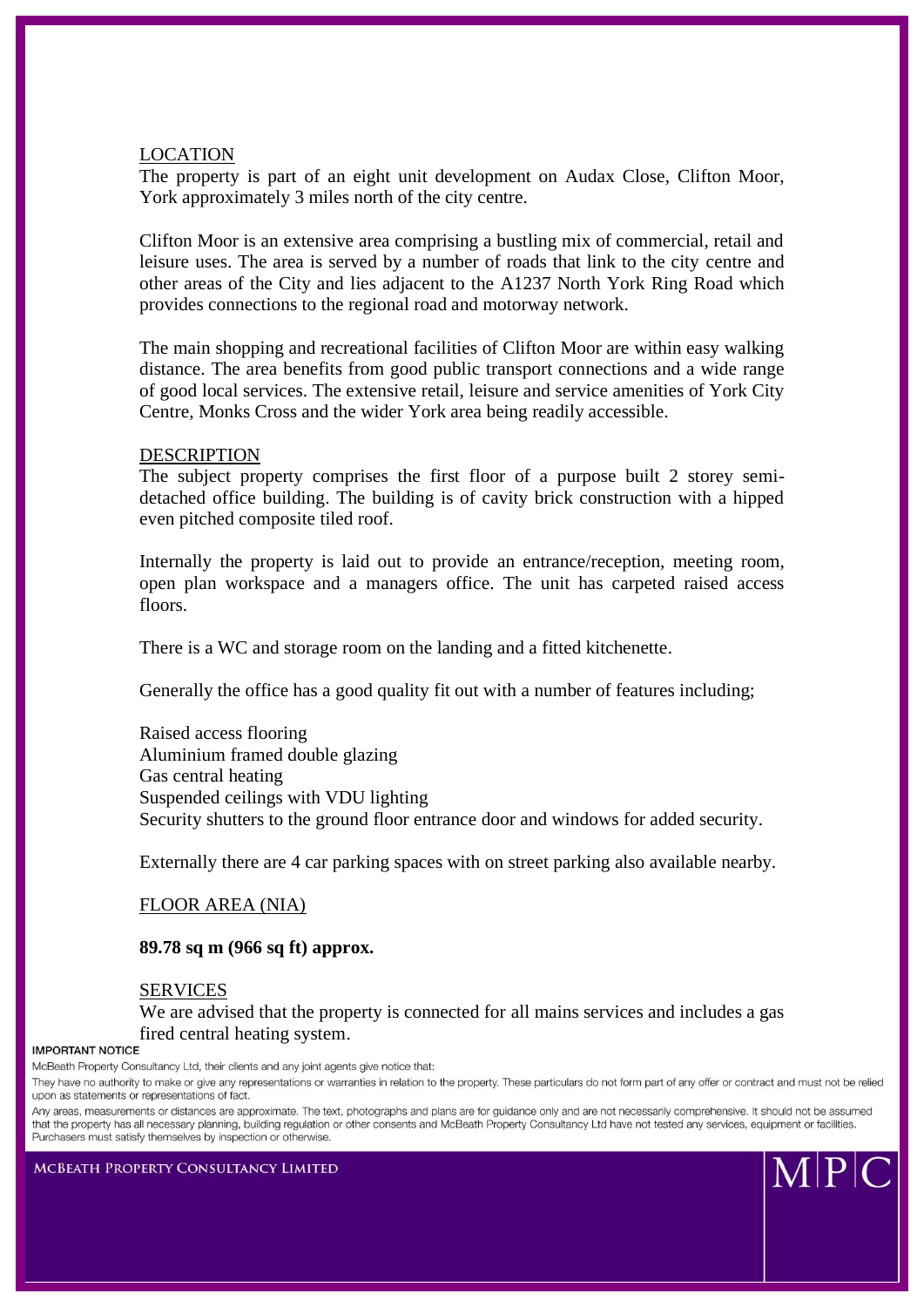## LOCATION

The property is part of an eight unit development on Audax Close, Clifton Moor, York approximately 3 miles north of the city centre.

Clifton Moor is an extensive area comprising a bustling mix of commercial, retail and leisure uses. The area is served by a number of roads that link to the city centre and other areas of the City and lies adjacent to the A1237 North York Ring Road which provides connections to the regional road and motorway network.

The main shopping and recreational facilities of Clifton Moor are within easy walking distance. The area benefits from good public transport connections and a wide range of good local services. The extensive retail, leisure and service amenities of York City Centre, Monks Cross and the wider York area being readily accessible.

## DESCRIPTION

The subject property comprises the first floor of a purpose built 2 storey semi-detached office building. The building is of cavity brick construction with a hipped even pitched composite tiled roof.

Internally the property is laid out to provide an entrance/reception, meeting room, open plan workspace and a managers office. The unit has carpeted raised access floors.

There is a WC and storage room on the landing and a fitted kitchenette.

Generally the office has a good quality fit out with a number of features including;

- Raised access flooring
- Aluminium framed double glazing
- Gas central heating
- Suspended ceilings with VDU lighting
- Security shutters to the ground floor entrance door and windows for added security.

Externally there are 4 car parking spaces with on street parking also available nearby.

## FLOOR AREA (NIA)

**89.78 sq m (966 sq ft) approx.**

## SERVICES

We are advised that the property is connected for all mains services and includes a gas fired central heating system.

**IMPORTANT NOTICE**

McBeath Property Consultancy Ltd, their clients and any joint agents give notice that:

They have no authority to make or give any representations or warranties in relation to the property. These particulars do not form part of any offer or contract and must not be relied upon as statements or representations of fact.

Any areas, measurements or distances are approximate. The text, photographs and plans are for guidance only and are not necessarily comprehensive. It should not be assumed that the property has all necessary planning, building regulation or other consents and McBeath Property Consultancy Ltd have not tested any services, equipment or facilities. Purchasers must satisfy themselves by inspection or otherwise.

MCBEATH PROPERTY CONSULTANCY LIMITED

M|P|C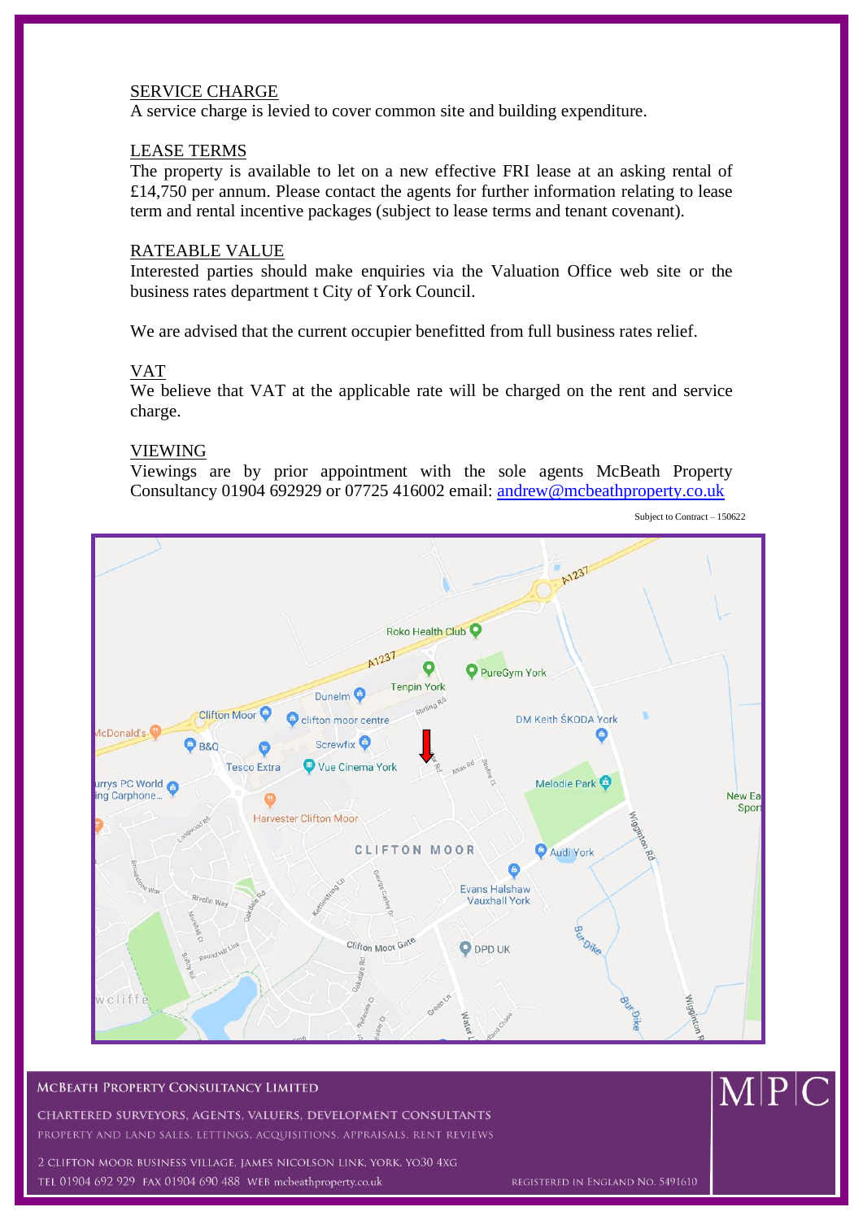## SERVICE CHARGE

A service charge is levied to cover common site and building expenditure.

## LEASE TERMS

The property is available to let on a new effective FRI lease at an asking rental of £14,750 per annum. Please contact the agents for further information relating to lease term and rental incentive packages (subject to lease terms and tenant covenant).

## RATEABLE VALUE

Interested parties should make enquiries via the Valuation Office web site or the business rates department t City of York Council.

We are advised that the current occupier benefitted from full business rates relief.

## VAT

We believe that VAT at the applicable rate will be charged on the rent and service charge.

## VIEWING

Viewings are by prior appointment with the sole agents McBeath Property Consultancy 01904 692929 or 07725 416002 email: andrew@mcbeathproperty.co.uk

Subject to Contract – 150622

McBEATH PROPERTY CONSULTANCY LIMITED

CHARTERED SURVEYORS, AGENTS, VALUERS, DEVELOPMENT CONSULTANTS

PROPERTY AND LAND SALES, LETTINGS, ACQUISITIONS, APPRAISALS, RENT REVIEWS

2 CLIFTON MOOR BUSINESS VILLAGE, JAMES NICOLSON LINK, YORK, YO30 4XG

TEL 01904 692 929 FAX 01904 690 488 WEB mcbeathproperty.co.uk

REGISTERED IN ENGLAND NO. 5491610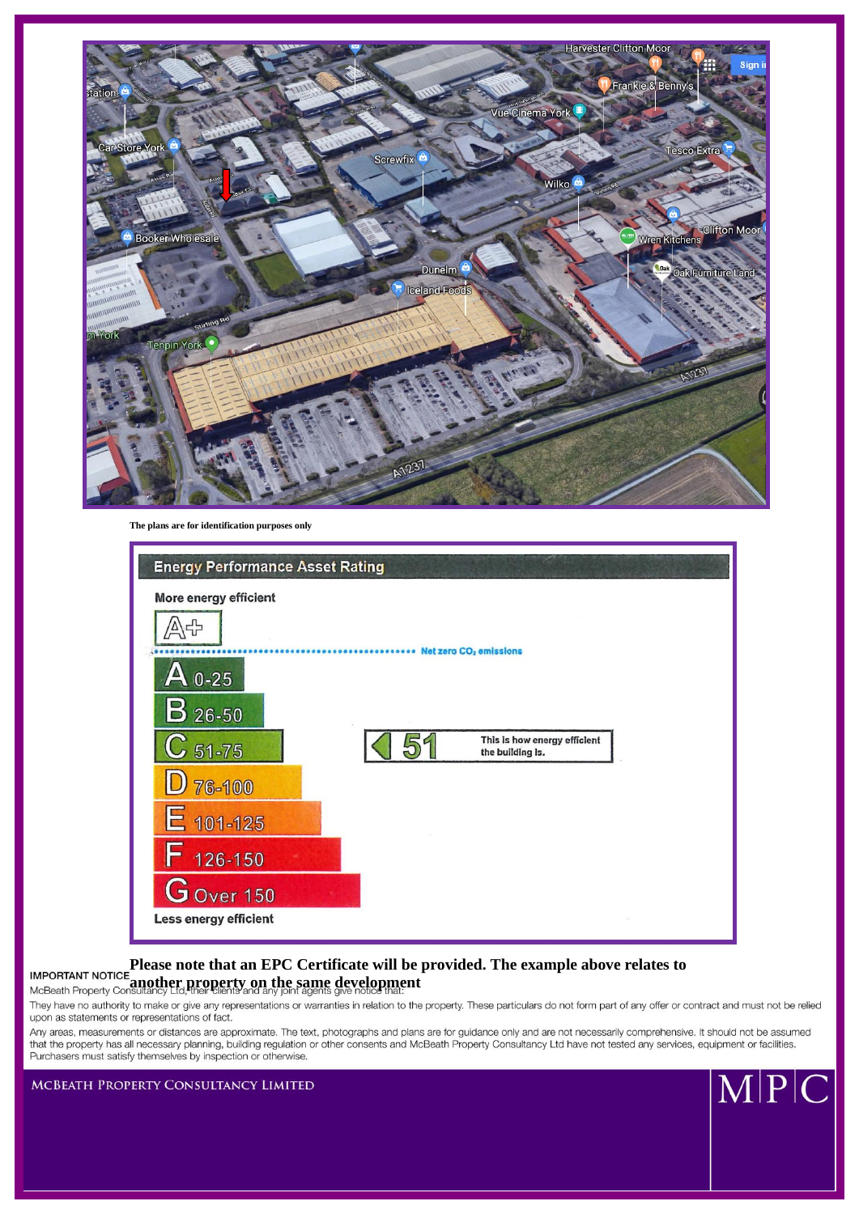The plans are for identification purposes only

**Energy Performance Asset Rating**

More energy efficient

A+

Net zero $CO_2$ emissions

A 0-25

B 26-50

C 51-75

D 76-100

E 101-125

F 126-150

G Over 150

Less energy efficient

51 — This is how energy efficient the building is.

**Please note that an EPC Certificate will be provided. The example above relates to another property on the same development**

**IMPORTANT NOTICE**

McBeath Property Consultancy Ltd, their clients and any joint agents give notice that:

They have no authority to make or give any representations or warranties in relation to the property. These particulars do not form part of any offer or contract and must not be relied upon as statements or representations of fact.

Any areas, measurements or distances are approximate. The text, photographs and plans are for guidance only and are not necessarily comprehensive. It should not be assumed that the property has all necessary planning, building regulation or other consents and McBeath Property Consultancy Ltd have not tested any services, equipment or facilities. Purchasers must satisfy themselves by inspection or otherwise.

McBeath Property Consultancy Limited

MPC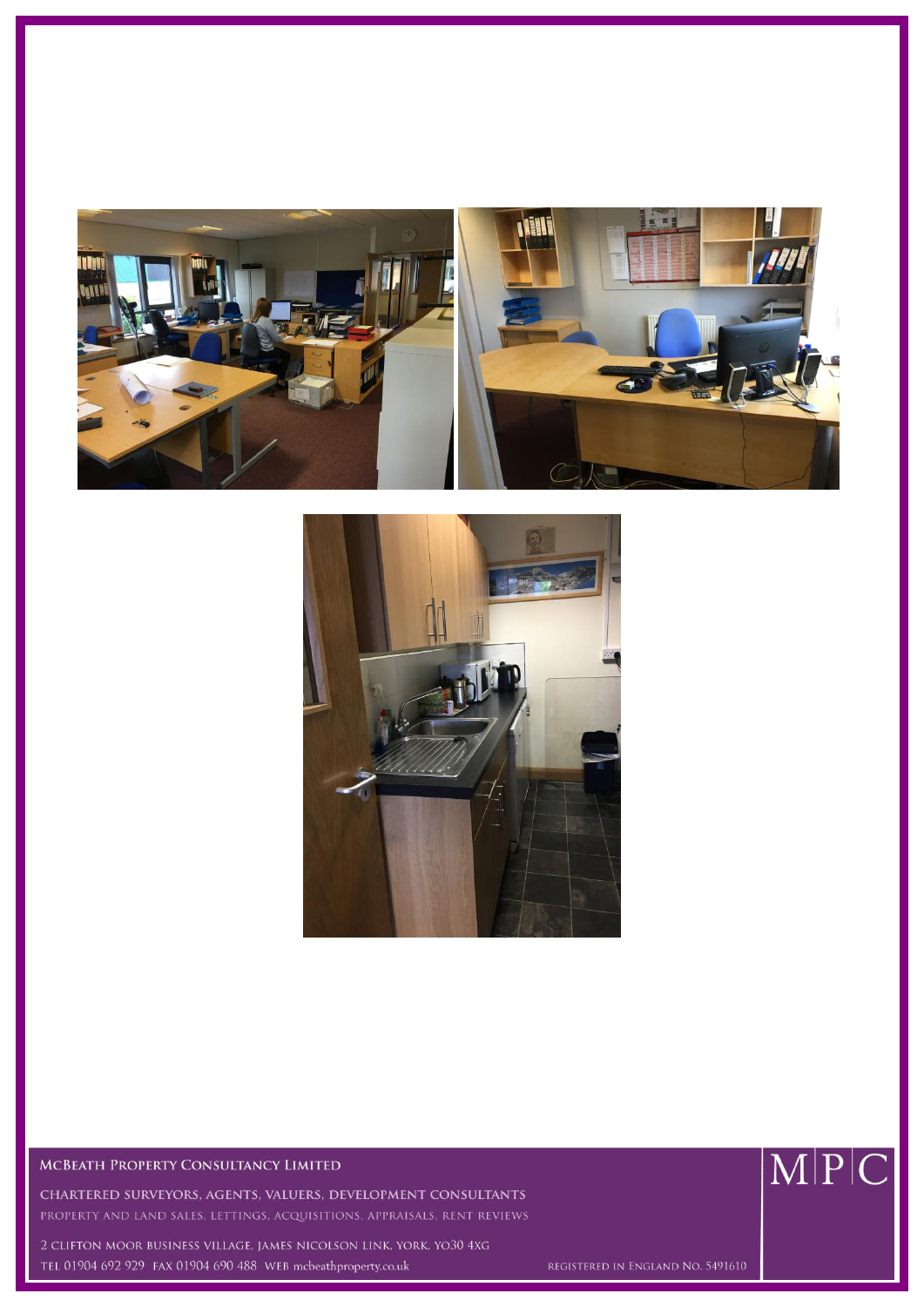McBeath Property Consultancy Limited

CHARTERED SURVEYORS, AGENTS, VALUERS, DEVELOPMENT CONSULTANTS

PROPERTY AND LAND SALES, LETTINGS, ACQUISITIONS, APPRAISALS, RENT REVIEWS

2 CLIFTON MOOR BUSINESS VILLAGE, JAMES NICOLSON LINK, YORK, YO30 4XG

TEL 01904 692 929 FAX 01904 690 488 WEB mcbeathproperty.co.uk

REGISTERED IN ENGLAND NO. 5491610

MPC